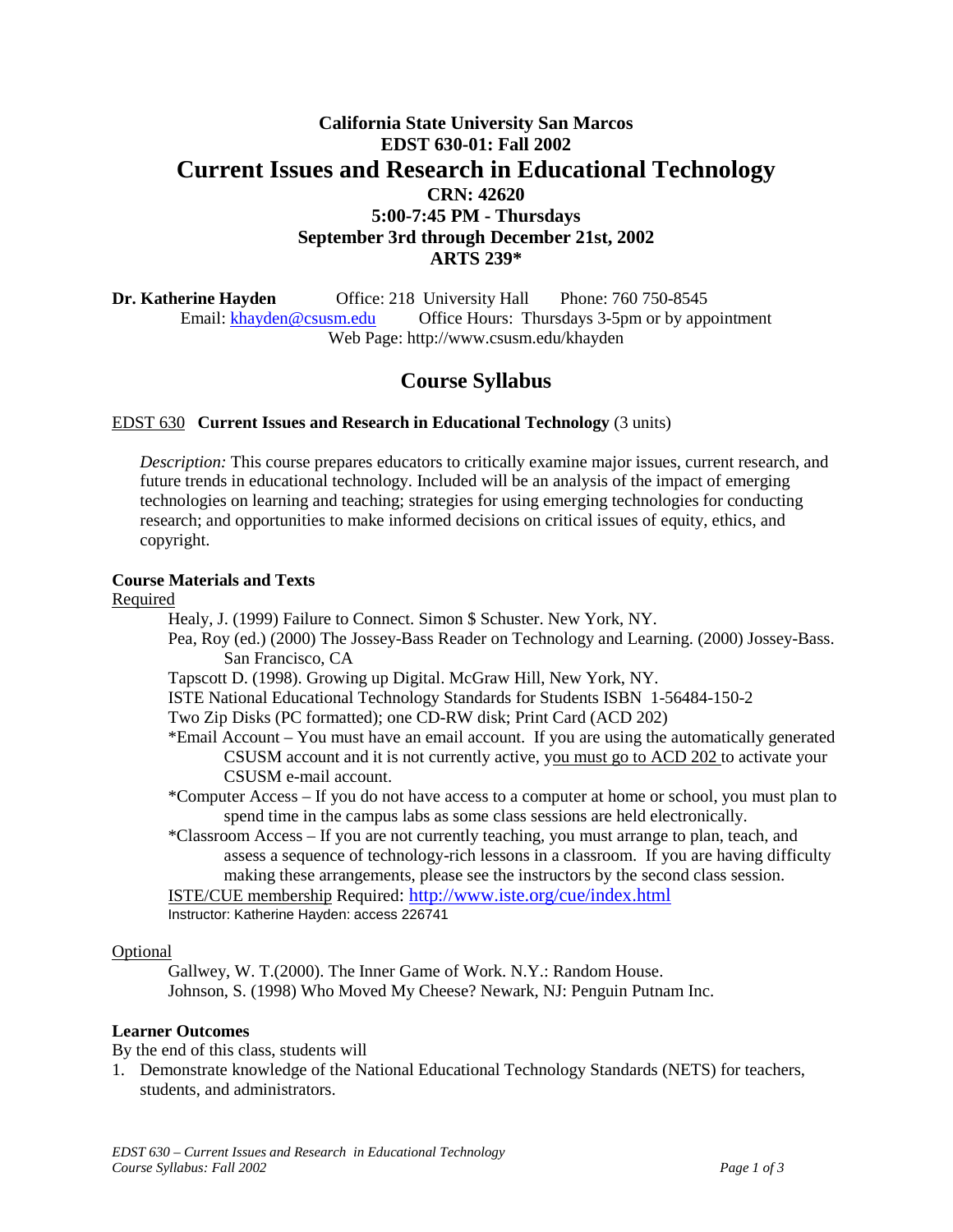**California State University San Marcos**
**EDST 630-01: Fall 2002**

# Current Issues and Research in Educational Technology

**CRN: 42620**
**5:00-7:45 PM - Thursdays**
**September 3rd through December 21st, 2002**
**ARTS 239***

**Dr. Katherine Hayden** Office: 218 University Hall Phone: 760 750-8545
Email: khayden@csusm.edu Office Hours: Thursdays 3-5pm or by appointment
Web Page: http://www.csusm.edu/khayden

## Course Syllabus

EDST 630 **Current Issues and Research in Educational Technology** (3 units)

*Description:* This course prepares educators to critically examine major issues, current research, and future trends in educational technology. Included will be an analysis of the impact of emerging technologies on learning and teaching; strategies for using emerging technologies for conducting research; and opportunities to make informed decisions on critical issues of equity, ethics, and copyright.

### Course Materials and Texts

Required

- Healy, J. (1999) Failure to Connect. Simon $ Schuster. New York, NY.
- Pea, Roy (ed.) (2000) The Jossey-Bass Reader on Technology and Learning. (2000) Jossey-Bass. San Francisco, CA
- Tapscott D. (1998). Growing up Digital. McGraw Hill, New York, NY.
- ISTE National Educational Technology Standards for Students ISBN 1-56484-150-2
- Two Zip Disks (PC formatted); one CD-RW disk; Print Card (ACD 202)
- *Email Account – You must have an email account. If you are using the automatically generated CSUSM account and it is not currently active, you must go to ACD 202 to activate your CSUSM e-mail account.
- *Computer Access – If you do not have access to a computer at home or school, you must plan to spend time in the campus labs as some class sessions are held electronically.
- *Classroom Access – If you are not currently teaching, you must arrange to plan, teach, and assess a sequence of technology-rich lessons in a classroom. If you are having difficulty making these arrangements, please see the instructors by the second class session.

ISTE/CUE membership Required: http://www.iste.org/cue/index.html
Instructor: Katherine Hayden: access 226741

Optional

- Gallwey, W. T.(2000). The Inner Game of Work. N.Y.: Random House.
- Johnson, S. (1998) Who Moved My Cheese? Newark, NJ: Penguin Putnam Inc.

### Learner Outcomes

By the end of this class, students will

1. Demonstrate knowledge of the National Educational Technology Standards (NETS) for teachers, students, and administrators.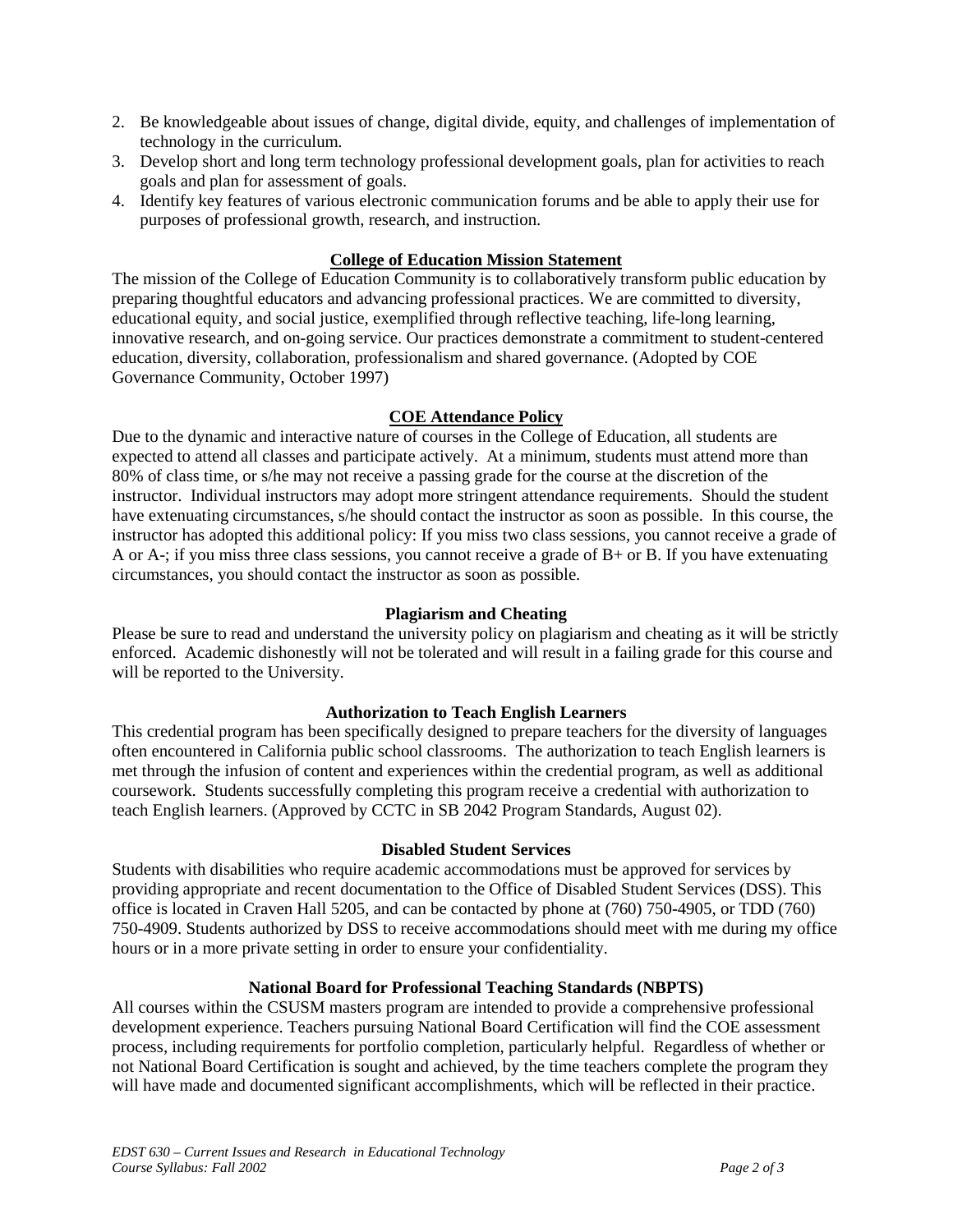2. Be knowledgeable about issues of change, digital divide, equity, and challenges of implementation of technology in the curriculum.
3. Develop short and long term technology professional development goals, plan for activities to reach goals and plan for assessment of goals.
4. Identify key features of various electronic communication forums and be able to apply their use for purposes of professional growth, research, and instruction.

## College of Education Mission Statement

The mission of the College of Education Community is to collaboratively transform public education by preparing thoughtful educators and advancing professional practices. We are committed to diversity, educational equity, and social justice, exemplified through reflective teaching, life-long learning, innovative research, and on-going service. Our practices demonstrate a commitment to student-centered education, diversity, collaboration, professionalism and shared governance. (Adopted by COE Governance Community, October 1997)

## COE Attendance Policy

Due to the dynamic and interactive nature of courses in the College of Education, all students are expected to attend all classes and participate actively. At a minimum, students must attend more than 80% of class time, or s/he may not receive a passing grade for the course at the discretion of the instructor. Individual instructors may adopt more stringent attendance requirements. Should the student have extenuating circumstances, s/he should contact the instructor as soon as possible. In this course, the instructor has adopted this additional policy: If you miss two class sessions, you cannot receive a grade of A or A-; if you miss three class sessions, you cannot receive a grade of B+ or B. If you have extenuating circumstances, you should contact the instructor as soon as possible.

## Plagiarism and Cheating

Please be sure to read and understand the university policy on plagiarism and cheating as it will be strictly enforced. Academic dishonestly will not be tolerated and will result in a failing grade for this course and will be reported to the University.

## Authorization to Teach English Learners

This credential program has been specifically designed to prepare teachers for the diversity of languages often encountered in California public school classrooms. The authorization to teach English learners is met through the infusion of content and experiences within the credential program, as well as additional coursework. Students successfully completing this program receive a credential with authorization to teach English learners. (Approved by CCTC in SB 2042 Program Standards, August 02).

## Disabled Student Services

Students with disabilities who require academic accommodations must be approved for services by providing appropriate and recent documentation to the Office of Disabled Student Services (DSS). This office is located in Craven Hall 5205, and can be contacted by phone at (760) 750-4905, or TDD (760) 750-4909. Students authorized by DSS to receive accommodations should meet with me during my office hours or in a more private setting in order to ensure your confidentiality.

## National Board for Professional Teaching Standards (NBPTS)

All courses within the CSUSM masters program are intended to provide a comprehensive professional development experience. Teachers pursuing National Board Certification will find the COE assessment process, including requirements for portfolio completion, particularly helpful. Regardless of whether or not National Board Certification is sought and achieved, by the time teachers complete the program they will have made and documented significant accomplishments, which will be reflected in their practice.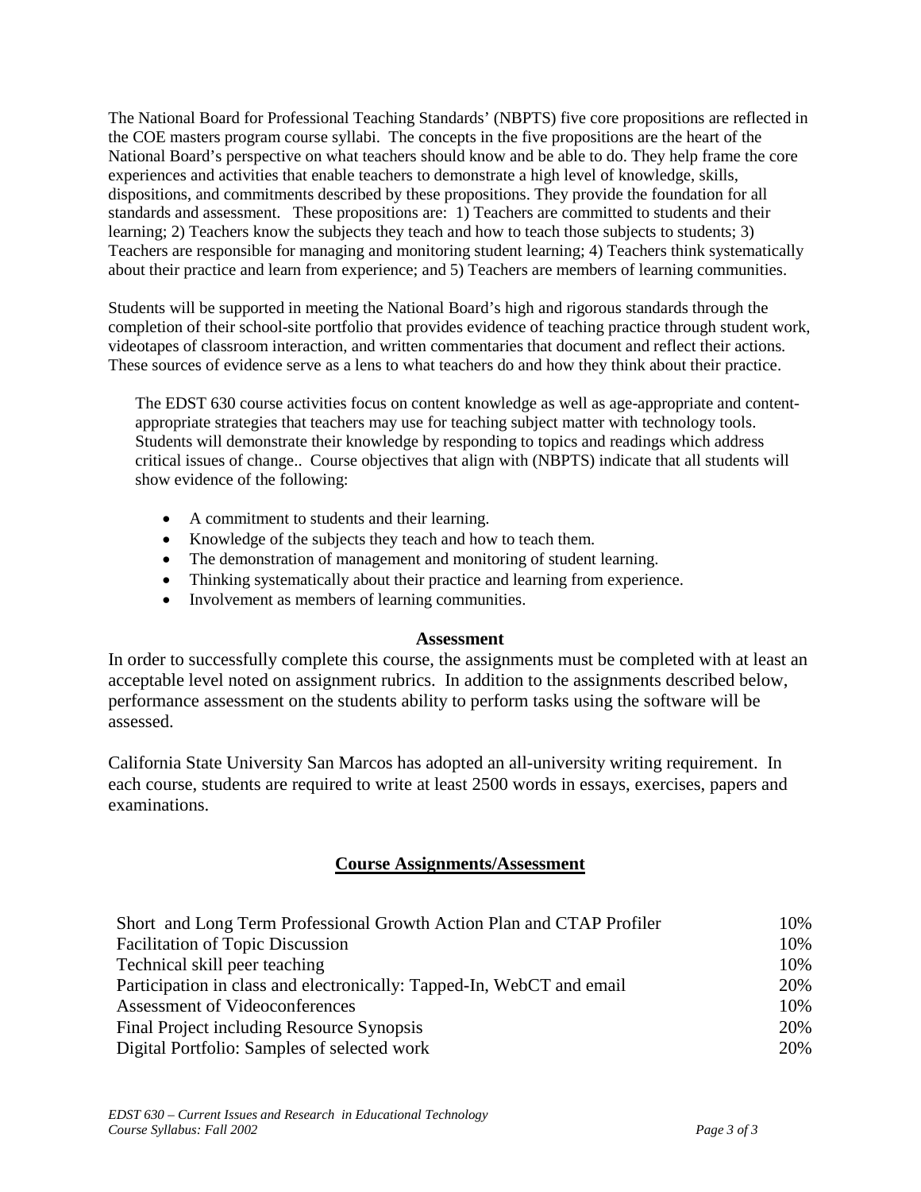The National Board for Professional Teaching Standards' (NBPTS) five core propositions are reflected in the COE masters program course syllabi. The concepts in the five propositions are the heart of the National Board's perspective on what teachers should know and be able to do. They help frame the core experiences and activities that enable teachers to demonstrate a high level of knowledge, skills, dispositions, and commitments described by these propositions. They provide the foundation for all standards and assessment. These propositions are: 1) Teachers are committed to students and their learning; 2) Teachers know the subjects they teach and how to teach those subjects to students; 3) Teachers are responsible for managing and monitoring student learning; 4) Teachers think systematically about their practice and learn from experience; and 5) Teachers are members of learning communities.

Students will be supported in meeting the National Board's high and rigorous standards through the completion of their school-site portfolio that provides evidence of teaching practice through student work, videotapes of classroom interaction, and written commentaries that document and reflect their actions. These sources of evidence serve as a lens to what teachers do and how they think about their practice.

The EDST 630 course activities focus on content knowledge as well as age-appropriate and content-appropriate strategies that teachers may use for teaching subject matter with technology tools. Students will demonstrate their knowledge by responding to topics and readings which address critical issues of change.. Course objectives that align with (NBPTS) indicate that all students will show evidence of the following:

- A commitment to students and their learning.
- Knowledge of the subjects they teach and how to teach them.
- The demonstration of management and monitoring of student learning.
- Thinking systematically about their practice and learning from experience.
- Involvement as members of learning communities.

## Assessment

In order to successfully complete this course, the assignments must be completed with at least an acceptable level noted on assignment rubrics. In addition to the assignments described below, performance assessment on the students ability to perform tasks using the software will be assessed.

California State University San Marcos has adopted an all-university writing requirement. In each course, students are required to write at least 2500 words in essays, exercises, papers and examinations.

## Course Assignments/Assessment

| | |
|---|---|
| Short and Long Term Professional Growth Action Plan and CTAP Profiler | 10% |
| Facilitation of Topic Discussion | 10% |
| Technical skill peer teaching | 10% |
| Participation in class and electronically: Tapped-In, WebCT and email | 20% |
| Assessment of Videoconferences | 10% |
| Final Project including Resource Synopsis | 20% |
| Digital Portfolio: Samples of selected work | 20% |